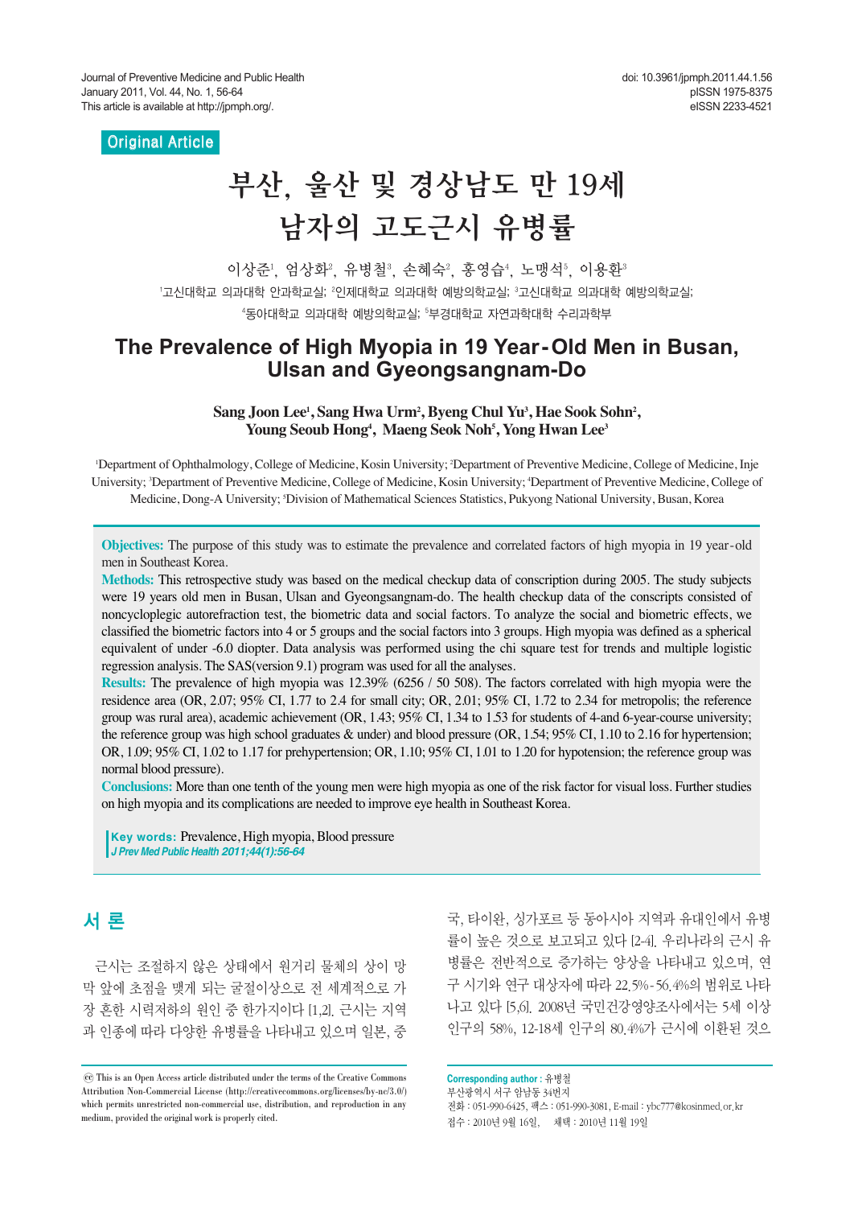Original Article

# 부산, 울산 및 경상남도 만 19세 남자의 고도근시 유병률

이상준[1], 엄상화[2], 유병철[3], 손혜숙[2], 홍영습[4], 노맹석[5], 이용환[3]

[1]고신대학교 의과대학 안과학교실; [2]인제대학교 의과대학 예방의학교실; [3]고신대학교 의과대학 예방의학교실; [4]동아대학교 의과대학 예방의학교실; [5]부경대학교 자연과학대학 수리과학부

# The Prevalence of High Myopia in 19 Year-Old Men in Busan, Ulsan and Gyeongsangnam-Do

**Sang Joon Lee[1], Sang Hwa Urm[2], Byeng Chul Yu[3], Hae Sook Sohn[2], Young Seoub Hong[4], Maeng Seok Noh[5], Yong Hwan Lee[3]**

[1]Department of Ophthalmology, College of Medicine, Kosin University; [2]Department of Preventive Medicine, College of Medicine, Inje University; [3]Department of Preventive Medicine, College of Medicine, Kosin University; [4]Department of Preventive Medicine, College of Medicine, Dong-A University; [5]Division of Mathematical Sciences Statistics, Pukyong National University, Busan, Korea

**Objectives:** The purpose of this study was to estimate the prevalence and correlated factors of high myopia in 19 year-old men in Southeast Korea.

**Methods:** This retrospective study was based on the medical checkup data of conscription during 2005. The study subjects were 19 years old men in Busan, Ulsan and Gyeongsangnam-do. The health checkup data of the conscripts consisted of noncycloplegic autorefraction test, the biometric data and social factors. To analyze the social and biometric effects, we classified the biometric factors into 4 or 5 groups and the social factors into 3 groups. High myopia was defined as a spherical equivalent of under -6.0 diopter. Data analysis was performed using the chi square test for trends and multiple logistic regression analysis. The SAS(version 9.1) program was used for all the analyses.

**Results:** The prevalence of high myopia was 12.39% (6256 / 50 508). The factors correlated with high myopia were the residence area (OR, 2.07; 95% CI, 1.77 to 2.4 for small city; OR, 2.01; 95% CI, 1.72 to 2.34 for metropolis; the reference group was rural area), academic achievement (OR, 1.43; 95% CI, 1.34 to 1.53 for students of 4-and 6-year-course university; the reference group was high school graduates & under) and blood pressure (OR, 1.54; 95% CI, 1.10 to 2.16 for hypertension; OR, 1.09; 95% CI, 1.02 to 1.17 for prehypertension; OR, 1.10; 95% CI, 1.01 to 1.20 for hypotension; the reference group was normal blood pressure).

**Conclusions:** More than one tenth of the young men were high myopia as one of the risk factor for visual loss. Further studies on high myopia and its complications are needed to improve eye health in Southeast Korea.

**Key words:** Prevalence, High myopia, Blood pressure

*J Prev Med Public Health 2011;44(1):56-64*

## 서 론

근시는 조절하지 않은 상태에서 원거리 물체의 상이 망막 앞에 초점을 맺게 되는 굴절이상으로 전 세계적으로 가장 흔한 시력저하의 원인 중 한가지이다 [1,2]. 근시는 지역과 인종에 따라 다양한 유병률을 나타내고 있으며 일본, 중국, 타이완, 싱가포르 등 동아시아 지역과 유대인에서 유병률이 높은 것으로 보고되고 있다 [2-4]. 우리나라의 근시 유병률은 전반적으로 증가하는 양상을 나타내고 있으며, 연구 시기와 연구 대상자에 따라 22.5%-56.4%의 범위로 나타나고 있다 [5,6]. 2008년 국민건강영양조사에서는 5세 이상 인구의 58%, 12-18세 인구의 80.4%가 근시에 이환된 것으

This is an Open Access article distributed under the terms of the Creative Commons Attribution Non-Commercial License (http://creativecommons.org/licenses/by-nc/3.0/) which permits unrestricted non-commercial use, distribution, and reproduction in any medium, provided the original work is properly cited.

**Corresponding author :** 유병철
부산광역시 서구 암남동 34번지
전화 : 051-990-6425, 팩스 : 051-990-3081, E-mail : ybc777@kosinmed.or.kr
접수 : 2010년 9월 16일, 채택 : 2010년 11월 19일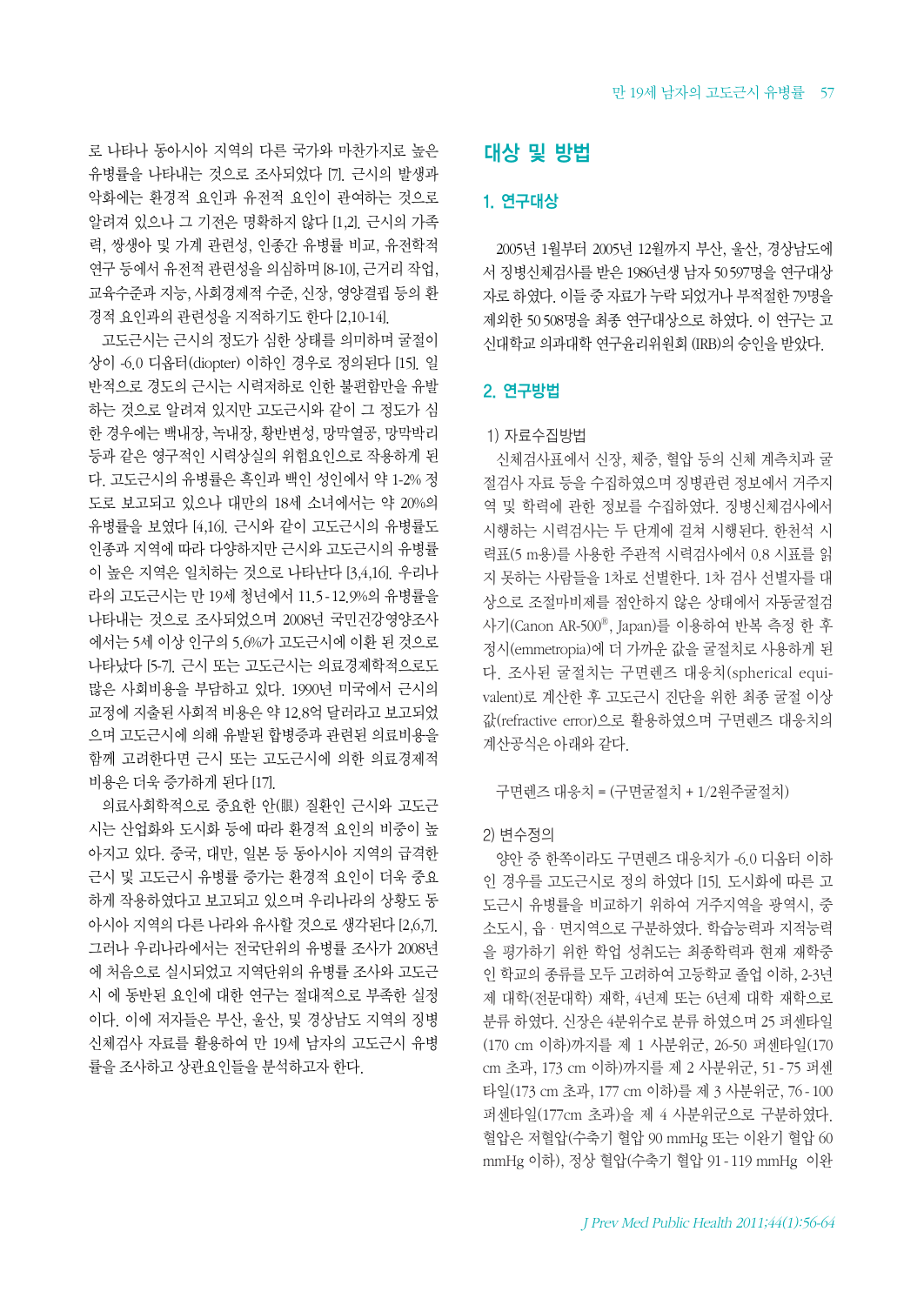로 나타나 동아시아 지역의 다른 국가와 마찬가지로 높은 유병률을 나타내는 것으로 조사되었다 [7]. 근시의 발생과 악화에는 환경적 요인과 유전적 요인이 관여하는 것으로 알려져 있으나 그 기전은 명확하지 않다 [1,2]. 근시의 가족력, 쌍생아 및 가계 관련성, 인종간 유병률 비교, 유전학적 연구 등에서 유전적 관련성을 의심하며 [8-10], 근거리 작업, 교육수준과 지능, 사회경제적 수준, 신장, 영양결핍 등의 환경적 요인과의 관련성을 지적하기도 한다 [2,10-14].

고도근시는 근시의 정도가 심한 상태를 의미하며 굴절이상이 -6.0 디옵터(diopter) 이하인 경우로 정의된다 [15]. 일반적으로 경도의 근시는 시력저하로 인한 불편함만을 유발하는 것으로 알려져 있지만 고도근시와 같이 그 정도가 심한 경우에는 백내장, 녹내장, 황반변성, 망막열공, 망막박리 등과 같은 영구적인 시력상실의 위험요인으로 작용하게 된다. 고도근시의 유병률은 흑인과 백인 성인에서 약 1-2% 정도로 보고되고 있으나 대만의 18세 소녀에서는 약 20%의 유병률을 보였다 [4,16]. 근시와 같이 고도근시의 유병률도 인종과 지역에 따라 다양하지만 근시와 고도근시의 유병률이 높은 지역은 일치하는 것으로 나타난다 [3,4,16]. 우리나라의 고도근시는 만 19세 청년에서 11.5-12.9%의 유병률을 나타내는 것으로 조사되었으며 2008년 국민건강영양조사에서는 5세 이상 인구의 5.6%가 고도근시에 이환 된 것으로 나타났다 [5-7]. 근시 또는 고도근시는 의료경제학적으로도 많은 사회비용을 부담하고 있다. 1990년 미국에서 근시의 교정에 지출된 사회적 비용은 약 12.8억 달러라고 보고되었으며 고도근시에 의해 유발된 합병증과 관련된 의료비용을 함께 고려한다면 근시 또는 고도근시에 의한 의료경제적 비용은 더욱 증가하게 된다 [17].

의료사회학적으로 중요한 안(眼) 질환인 근시와 고도근시는 산업화와 도시화 등에 따라 환경적 요인의 비중이 높아지고 있다. 중국, 대만, 일본 등 동아시아 지역의 급격한 근시 및 고도근시 유병률 증가는 환경적 요인이 더욱 중요하게 작용하였다고 보고되고 있으며 우리나라의 상황도 동아시아 지역의 다른 나라와 유사할 것으로 생각된다 [2,6,7]. 그러나 우리나라에서는 전국단위의 유병률 조사가 2008년에 처음으로 실시되었고 지역단위의 유병률 조사와 고도근시 에 동반된 요인에 대한 연구는 절대적으로 부족한 실정이다. 이에 저자들은 부산, 울산, 및 경상남도 지역의 징병신체검사 자료를 활용하여 만 19세 남자의 고도근시 유병률을 조사하고 상관요인들을 분석하고자 한다.

# 대상 및 방법

## 1. 연구대상

2005년 1월부터 2005년 12월까지 부산, 울산, 경상남도에서 징병신체검사를 받은 1986년생 남자 50 597명을 연구대상 자료로 하였다. 이들 중 자료가 누락 되었거나 부적절한 79명을 제외한 50 508명을 최종 연구대상으로 하였다. 이 연구는 고신대학교 의과대학 연구윤리위원회 (IRB)의 승인을 받았다.

## 2. 연구방법

### 1) 자료수집방법

신체검사표에서 신장, 체중, 혈압 등의 신체 계측치과 굴절검사 자료 등을 수집하였으며 징병관련 정보에서 거주지역 및 학력에 관한 정보를 수집하였다. 징병신체검사에서 시행하는 시력검사는 두 단계에 걸쳐 시행된다. 한천석 시력표(5 m용)를 사용한 주관적 시력검사에서 0.8 시표를 읽지 못하는 사람들을 1차로 선별한다. 1차 검사 선별자를 대상으로 조절마비제를 점안하지 않은 상태에서 자동굴절검사기(Canon AR-500®, Japan)를 이용하여 반복 측정 한 후 정시(emmetropia)에 더 가까운 값을 굴절치로 사용하게 된다. 조사된 굴절치는 구면렌즈 대응치(spherical equivalent)로 계산한 후 고도근시 진단을 위한 최종 굴절 이상값(refractive error)으로 활용하였으며 구면렌즈 대응치의 계산공식은 아래와 같다.

구면렌즈 대응치 = (구면굴절치 + 1/2원주굴절치)

### 2) 변수정의

양안 중 한쪽이라도 구면렌즈 대응치가 -6.0 디옵터 이하인 경우를 고도근시로 정의 하였다 [15]. 도시화에 따른 고도근시 유병률을 비교하기 위하여 거주지역을 광역시, 중소도시, 읍ㆍ면지역으로 구분하였다. 학습능력과 지적능력을 평가하기 위한 학업 성취도는 최종학력과 현재 재학중인 학교의 종류를 모두 고려하여 고등학교 졸업 이하, 2-3년제 대학(전문대학) 재학, 4년제 또는 6년제 대학 재학으로 분류 하였다. 신장은 4분위수로 분류 하였으며 25 퍼센타일(170 cm 이하)까지를 제 1 사분위군, 26-50 퍼센타일(170 cm 초과, 173 cm 이하)까지를 제 2 사분위군, 51-75 퍼센타일(173 cm 초과, 177 cm 이하)를 제 3 사분위군, 76-100 퍼센타일(177cm 초과)을 제 4 사분위군으로 구분하였다. 혈압은 저혈압(수축기 혈압 90 mmHg 또는 이완기 혈압 60 mmHg 이하), 정상 혈압(수축기 혈압 91-119 mmHg 이완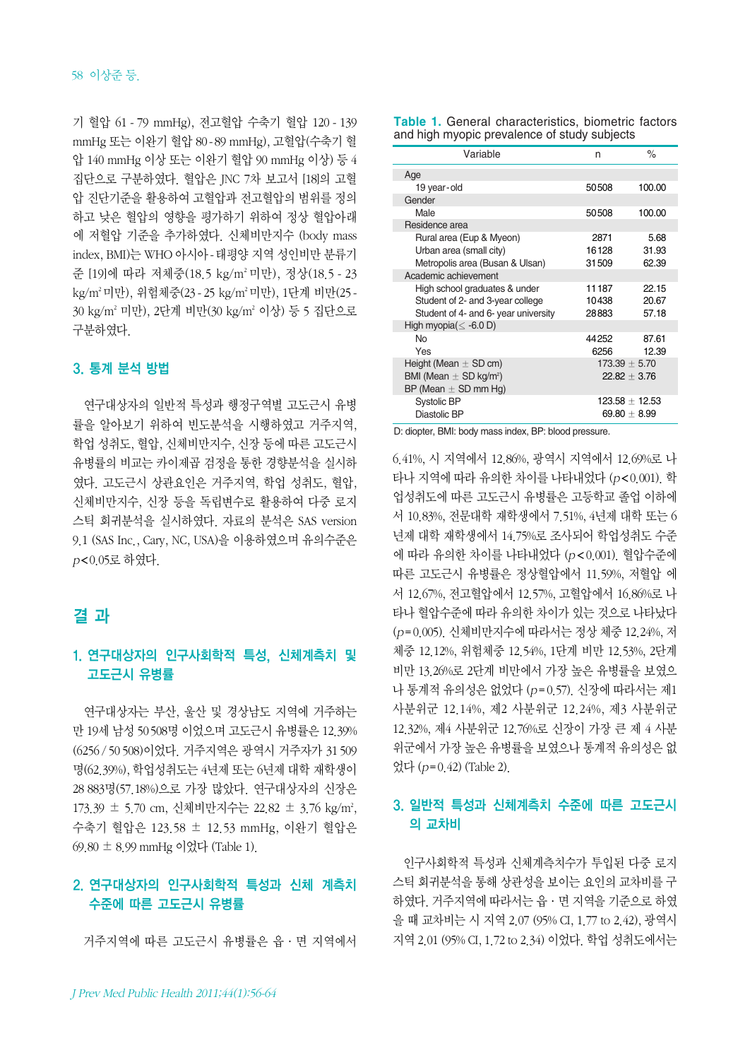기 혈압 61 - 79 mmHg), 전고혈압 수축기 혈압 120 - 139 mmHg 또는 이완기 혈압 80 - 89 mmHg), 고혈압(수축기 혈압 140 mmHg 이상 또는 이완기 혈압 90 mmHg 이상) 등 4 집단으로 구분하였다. 혈압은 JNC 7차 보고서 [18]의 고혈압 진단기준을 활용하여 고혈압과 전고혈압의 범위를 정의하고 낮은 혈압의 영향을 평가하기 위하여 정상 혈압아래에 저혈압 기준을 추가하였다. 신체비만지수 (body mass index, BMI)는 WHO 아시아 - 태평양 지역 성인비만 분류기준 [19]에 따라 저체중(18.5 kg/m² 미만), 정상(18.5 - 23 kg/m² 미만), 위험체중(23 - 25 kg/m² 미만), 1단계 비만(25 - 30 kg/m² 미만), 2단계 비만(30 kg/m² 이상) 등 5 집단으로 구분하였다.

### 3. 통계 분석 방법

연구대상자의 일반적 특성과 행정구역별 고도근시 유병률을 알아보기 위하여 빈도분석을 시행하였고 거주지역, 학업 성취도, 혈압, 신체비만지수, 신장 등에 따른 고도근시 유병률의 비교는 카이제곱 검정을 통한 경향분석을 실시하였다. 고도근시 상관요인은 거주지역, 학업 성취도, 혈압, 신체비만지수, 신장 등을 독립변수로 활용하여 다중 로지스틱 회귀분석을 실시하였다. 자료의 분석은 SAS version 9.1 (SAS Inc., Cary, NC, USA)을 이용하였으며 유의수준은 $p<0.05$로 하였다.

## 결 과

### 1. 연구대상자의 인구사회학적 특성, 신체계측치 및 고도근시 유병률

연구대상자는 부산, 울산 및 경상남도 지역에 거주하는 만 19세 남성 50 508명 이었으며 고도근시 유병률은 12.39% (6256 / 50 508)이었다. 거주지역은 광역시 거주자가 31 509명(62.39%), 학업성취도는 4년제 또는 6년제 대학 재학생이 28 883명(57.18%)으로 가장 많았다. 연구대상자의 신장은 173.39 ± 5.70 cm, 신체비만지수는 22.82 ± 3.76 kg/m², 수축기 혈압은 123.58 ± 12.53 mmHg, 이완기 혈압은 69.80 ± 8.99 mmHg 이었다 (Table 1).

**Table 1.** General characteristics, biometric factors and high myopic prevalence of study subjects

| Variable | n | % |
|---|---|---|
| Age | | |
| 19 year-old | 50 508 | 100.00 |
| Gender | | |
| Male | 50 508 | 100.00 |
| Residence area | | |
| Rural area (Eup & Myeon) | 2871 | 5.68 |
| Urban area (small city) | 16 128 | 31.93 |
| Metropolis area (Busan & Ulsan) | 31 509 | 62.39 |
| Academic achievement | | |
| High school graduates & under | 11 187 | 22.15 |
| Student of 2- and 3-year college | 10 438 | 20.67 |
| Student of 4- and 6- year university | 28 883 | 57.18 |
| High myopia(≤ -6.0 D) | | |
| No | 44 252 | 87.61 |
| Yes | 6256 | 12.39 |
| Height (Mean ± SD cm) | 173.39 ± 5.70 | |
| BMI (Mean ± SD kg/m²) | 22.82 ± 3.76 | |
| BP (Mean ± SD mm Hg) | | |
| Systolic BP | 123.58 ± 12.53 | |
| Diastolic BP | 69.80 ± 8.99 | |

D: diopter, BMI: body mass index, BP: blood pressure.

### 2. 연구대상자의 인구사회학적 특성과 신체 계측치 수준에 따른 고도근시 유병률

거주지역에 따른 고도근시 유병률은 읍 · 면 지역에서 6.41%, 시 지역에서 12.86%, 광역시 지역에서 12.69%로 나타나 지역에 따라 유의한 차이를 나타내었다 ($p<0.001$). 학업성취도에 따른 고도근시 유병률은 고등학교 졸업 이하에서 10.83%, 전문대학 재학생에서 7.51%, 4년제 대학 또는 6년제 대학 재학생에서 14.75%로 조사되어 학업성취도 수준에 따라 유의한 차이를 나타내었다 ($p<0.001$). 혈압수준에 따른 고도근시 유병률은 정상혈압에서 11.59%, 저혈압 에서 12.67%, 전고혈압에서 12.57%, 고혈압에서 16.86%로 나타나 혈압수준에 따라 유의한 차이가 있는 것으로 나타났다 ($p=0.005$). 신체비만지수에 따라서는 정상 체중 12.24%, 저체중 12.12%, 위험체중 12.54%, 1단계 비만 12.53%, 2단계 비만 13.26%로 2단계 비만에서 가장 높은 유병률을 보였으나 통계적 유의성은 없었다 ($p=0.57$). 신장에 따라서는 제1 사분위군 12.14%, 제2 사분위군 12.24%, 제3 사분위군 12.32%, 제4 사분위군 12.76%로 신장이 가장 큰 제 4 사분위군에서 가장 높은 유병률을 보였으나 통계적 유의성은 없었다 ($p=0.42$) (Table 2).

### 3. 일반적 특성과 신체계측치 수준에 따른 고도근시의 교차비

인구사회학적 특성과 신체계측치수가 투입된 다중 로지스틱 회귀분석을 통해 상관성을 보이는 요인의 교차비를 구하였다. 거주지역에 따라서는 읍 · 면 지역을 기준으로 하였을 때 교차비는 시 지역 2.07 (95% CI, 1.77 to 2.42), 광역시 지역 2.01 (95% CI, 1.72 to 2.34) 이었다. 학업 성취도에서는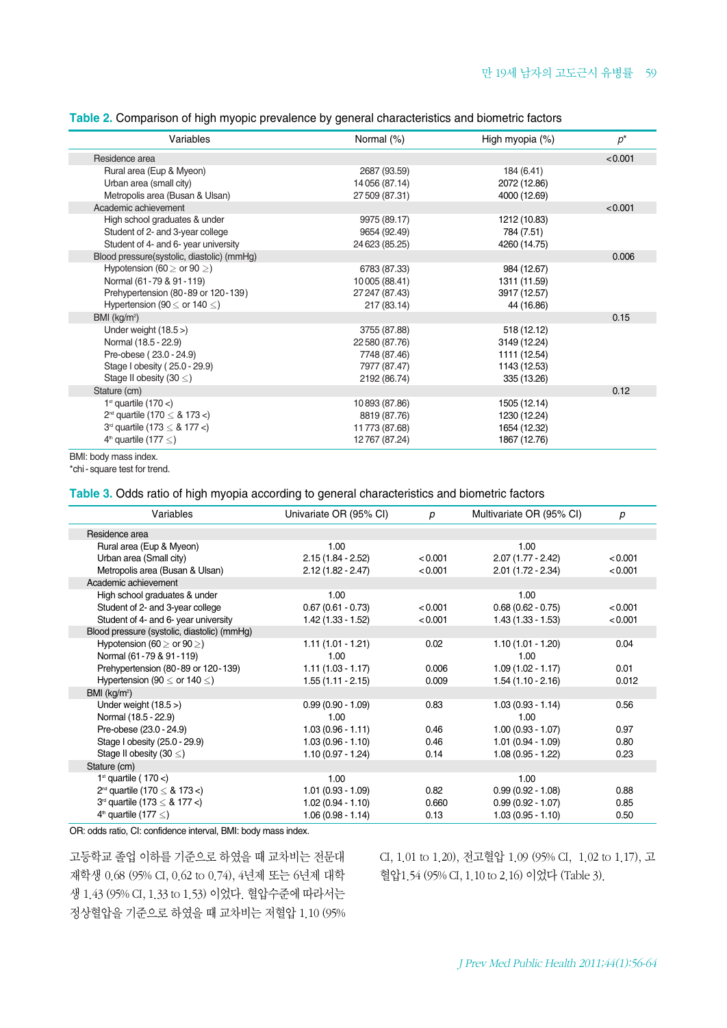**Table 2.** Comparison of high myopic prevalence by general characteristics and biometric factors

| Variables | Normal (%) | High myopia (%) | $p^*$ |
|---|---|---|---|
| Residence area | | | <0.001 |
| Rural area (Eup & Myeon) | 2687 (93.59) | 184 (6.41) | |
| Urban area (small city) | 14 056 (87.14) | 2072 (12.86) | |
| Metropolis area (Busan & Ulsan) | 27 509 (87.31) | 4000 (12.69) | |
| Academic achievement | | | <0.001 |
| High school graduates & under | 9975 (89.17) | 1212 (10.83) | |
| Student of 2- and 3-year college | 9654 (92.49) | 784 (7.51) | |
| Student of 4- and 6- year university | 24 623 (85.25) | 4260 (14.75) | |
| Blood pressure(systolic, diastolic) (mmHg) | | | 0.006 |
| Hypotension (60 ≥ or 90 ≥) | 6783 (87.33) | 984 (12.67) | |
| Normal (61-79 & 91-119) | 10 005 (88.41) | 1311 (11.59) | |
| Prehypertension (80-89 or 120-139) | 27 247 (87.43) | 3917 (12.57) | |
| Hypertension (90 ≤ or 140 ≤) | 217 (83.14) | 44 (16.86) | |
| BMI (kg/m²) | | | 0.15 |
| Under weight (18.5 >) | 3755 (87.88) | 518 (12.12) | |
| Normal (18.5 - 22.9) | 22 580 (87.76) | 3149 (12.24) | |
| Pre-obese ( 23.0 - 24.9) | 7748 (87.46) | 1111 (12.54) | |
| Stage I obesity ( 25.0 - 29.9) | 7977 (87.47) | 1143 (12.53) | |
| Stage II obesity (30 ≤) | 2192 (86.74) | 335 (13.26) | |
| Stature (cm) | | | 0.12 |
| 1st quartile (170 <) | 10 893 (87.86) | 1505 (12.14) | |
| 2nd quartile (170 ≤ & 173 <) | 8819 (87.76) | 1230 (12.24) | |
| 3rd quartile (173 ≤ & 177 <) | 11 773 (87.68) | 1654 (12.32) | |
| 4th quartile (177 ≤) | 12 767 (87.24) | 1867 (12.76) | |

BMI: body mass index.
*chi-square test for trend.

**Table 3.** Odds ratio of high myopia according to general characteristics and biometric factors

| Variables | Univariate OR (95% CI) | p | Multivariate OR (95% CI) | p |
|---|---|---|---|---|
| Residence area | | | | |
| Rural area (Eup & Myeon) | 1.00 | | 1.00 | |
| Urban area (Small city) | 2.15 (1.84 - 2.52) | <0.001 | 2.07 (1.77 - 2.42) | <0.001 |
| Metropolis area (Busan & Ulsan) | 2.12 (1.82 - 2.47) | <0.001 | 2.01 (1.72 - 2.34) | <0.001 |
| Academic achievement | | | | |
| High school graduates & under | 1.00 | | 1.00 | |
| Student of 2- and 3-year college | 0.67 (0.61 - 0.73) | <0.001 | 0.68 (0.62 - 0.75) | <0.001 |
| Student of 4- and 6- year university | 1.42 (1.33 - 1.52) | <0.001 | 1.43 (1.33 - 1.53) | <0.001 |
| Blood pressure (systolic, diastolic) (mmHg) | | | | |
| Hypotension (60 ≥ or 90 ≥) | 1.11 (1.01 - 1.21) | 0.02 | 1.10 (1.01 - 1.20) | 0.04 |
| Normal (61-79 & 91-119) | 1.00 | | 1.00 | |
| Prehypertension (80-89 or 120-139) | 1.11 (1.03 - 1.17) | 0.006 | 1.09 (1.02 - 1.17) | 0.01 |
| Hypertension (90 ≤ or 140 ≤) | 1.55 (1.11 - 2.15) | 0.009 | 1.54 (1.10 - 2.16) | 0.012 |
| BMI (kg/m²) | | | | |
| Under weight (18.5 >) | 0.99 (0.90 - 1.09) | 0.83 | 1.03 (0.93 - 1.14) | 0.56 |
| Normal (18.5 - 22.9) | 1.00 | | 1.00 | |
| Pre-obese (23.0 - 24.9) | 1.03 (0.96 - 1.11) | 0.46 | 1.00 (0.93 - 1.07) | 0.97 |
| Stage I obesity (25.0 - 29.9) | 1.03 (0.96 - 1.10) | 0.46 | 1.01 (0.94 - 1.09) | 0.80 |
| Stage II obesity (30 ≤) | 1.10 (0.97 - 1.24) | 0.14 | 1.08 (0.95 - 1.22) | 0.23 |
| Stature (cm) | | | | |
| 1st quartile ( 170 <) | 1.00 | | 1.00 | |
| 2nd quartile (170 ≤ & 173 <) | 1.01 (0.93 - 1.09) | 0.82 | 0.99 (0.92 - 1.08) | 0.88 |
| 3rd quartile (173 ≤ & 177 <) | 1.02 (0.94 - 1.10) | 0.660 | 0.99 (0.92 - 1.07) | 0.85 |
| 4th quartile (177 ≤) | 1.06 (0.98 - 1.14) | 0.13 | 1.03 (0.95 - 1.10) | 0.50 |

OR: odds ratio, CI: confidence interval, BMI: body mass index.

고등학교 졸업 이하를 기준으로 하였을 때 교차비는 전문대 재학생 0.68 (95% CI, 0.62 to 0.74), 4년제 또는 6년제 대학생 1.43 (95% CI, 1.33 to 1.53) 이었다. 혈압수준에 따라서는 정상혈압을 기준으로 하였을 때 교차비는 저혈압 1.10 (95% CI, 1.01 to 1.20), 전고혈압 1.09 (95% CI, 1.02 to 1.17), 고혈압1.54 (95% CI, 1.10 to 2.16) 이었다 (Table 3).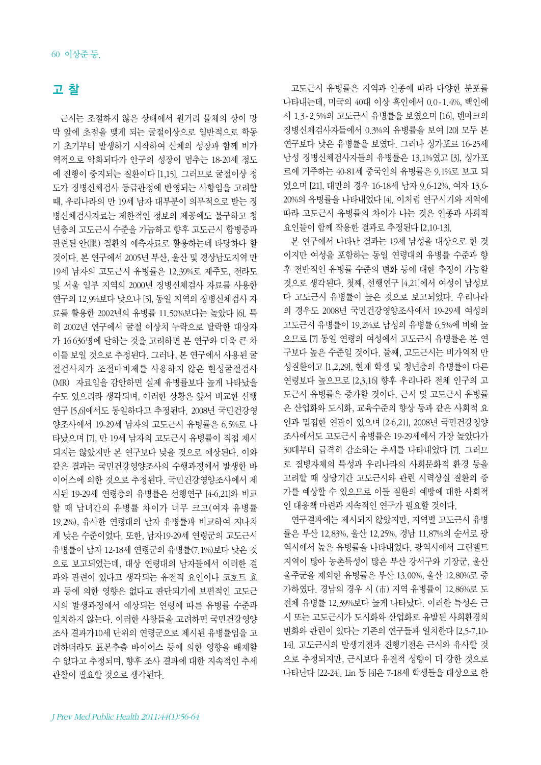## 고 찰

근시는 조절하지 않은 상태에서 원거리 물체의 상이 망막 앞에 초점을 맺게 되는 굴절이상으로 일반적으로 학동기 초기부터 발생하기 시작하여 신체의 성장과 함께 비가역적으로 악화되다가 안구의 성장이 멈추는 18-20세 정도에 진행이 중지되는 질환이다 [1,15]. 그러므로 굴절이상 정도가 징병신체검사 등급판정에 반영되는 사항임을 고려할 때, 우리나라의 만 19세 남자 대부분이 의무적으로 받는 징병신체검사자료는 제한적인 정보의 제공에도 불구하고 청년층의 고도근시 수준을 가늠하고 향후 고도근시 합병증과 관련된 안(眼) 질환의 예측자료로 활용하는데 타당하다 할 것이다. 본 연구에서 2005년 부산, 울산 및 경상남도지역 만 19세 남자의 고도근시 유병률은 12.39%로 제주도, 전라도 및 서울 일부 지역의 2000년 징병신체검사 자료를 사용한 연구의 12.9%보다 낮으나 [5], 동일 지역의 징병신체검사 자료를 활용한 2002년의 유병률 11.50%보다는 높았다 [6]. 특히 2002년 연구에서 굴절 이상치 누락으로 탈락한 대상자가 16 636명에 달하는 것을 고려하면 본 연구와 더욱 큰 차이를 보일 것으로 추정된다. 그러나, 본 연구에서 사용된 굴절검사치가 조절마비제를 사용하지 않은 현성굴절검사(MR) 자료임을 감안하면 실제 유병률보다 높게 나타났을 수도 있으리라 생각되며, 이러한 상황은 앞서 비교한 선행연구 [5,6]에서도 동일하다고 추정된다. 2008년 국민건강영양조사에서 19-29세 남자의 고도근시 유병률은 6.5%로 나타났으며 [7], 만 19세 남자의 고도근시 유병률이 직접 제시되지는 않았지만 본 연구보다 낮을 것으로 예상된다. 이와 같은 결과는 국민건강영양조사의 수행과정에서 발생한 바이어스에 의한 것으로 추정된다. 국민건강영양조사에서 제시된 19-29세 연령층의 유병률은 선행연구 [4-6,21]와 비교할 때 남녀간의 유병률 차이가 너무 크고(여자 유병률 19.2%), 유사한 연령대의 남자 유병률과 비교하여 지나치게 낮은 수준이었다. 또한, 남자19-29세 연령군의 고도근시 유병률이 남자 12-18세 연령군의 유병률(7.1%)보다 낮은 것으로 보고되었는데, 대상 연령대의 남자들에서 이러한 결과와 관련이 있다고 생각되는 유전적 요인이나 코호트 효과 등에 의한 영향은 없다고 판단되기에 보편적인 고도근시의 발생과정에서 예상되는 연령에 따른 유병률 수준과 일치하지 않는다. 이러한 사항들을 고려하면 국민건강영양조사 결과가10세 단위의 연령군으로 제시된 유병률임을 고려하더라도 표본추출 바이어스 등에 의한 영향을 배제할 수 없다고 추정되며, 향후 조사 결과에 대한 지속적인 추세관찰이 필요할 것으로 생각된다.

고도근시 유병률은 지역과 인종에 따라 다양한 분포를 나타내는데, 미국의 40대 이상 흑인에서 0.0-1.4%, 백인에서 1.3-2.5%의 고도근시 유병률을 보였으며 [16], 덴마크의 징병신체검사자들에서 0.3%의 유병률을 보여 [20] 모두 본 연구보다 낮은 유병률을 보였다. 그러나 싱가포르 16-25세 남성 징병신체검사자들의 유병률은 13.1%였고 [3], 싱가포르에 거주하는 40-81세 중국인의 유병률은 9.1%로 보고 되었으며 [21], 대만의 경우 16-18세 남자 9.6-12%, 여자 13.6-20%의 유병률을 나타내었다 [4]. 이처럼 연구시기와 지역에 따라 고도근시 유병률의 차이가 나는 것은 인종과 사회적 요인들이 함께 작용한 결과로 추정된다 [2,10-13].

본 연구에서 나타난 결과는 19세 남성을 대상으로 한 것이지만 여성을 포함하는 동일 연령대의 유병률 수준과 향후 전반적인 유병률 수준의 변화 등에 대한 추정이 가능할 것으로 생각된다. 첫째, 선행연구 [4,21]에서 여성이 남성보다 고도근시 유병률이 높은 것으로 보고되었다. 우리나라의 경우도 2008년 국민건강영양조사에서 19-29세 여성의 고도근시 유병률이 19.2%로 남성의 유병률 6.5%에 비해 높으므로 [7] 동일 연령의 여성에서 고도근시 유병률은 본 연구보다 높은 수준일 것이다. 둘째, 고도근시는 비가역적 만성질환이고 [1,2,29], 현재 학생 및 청년층의 유병률이 다른 연령보다 높으므로 [2,3,16] 향후 우리나라 전체 인구의 고도근시 유병률은 증가할 것이다. 근시 및 고도근시 유병률은 산업화와 도시화, 교육수준의 향상 등과 같은 사회적 요인과 밀접한 연관이 있으며 [2-6,21], 2008년 국민건강영양조사에서도 고도근시 유병률은 19-29세에서 가장 높았다가 30대부터 급격히 감소하는 추세를 나타내었다 [7]. 그러므로 질병자체의 특성과 우리나라의 사회문화적 환경 등을 고려할 때 상당기간 고도근시와 관련 시력상실 질환의 증가를 예상할 수 있으므로 이들 질환의 예방에 대한 사회적인 대응책 마련과 지속적인 연구가 필요할 것이다.

연구결과에는 제시되지 않았지만, 지역별 고도근시 유병률은 부산 12.83%, 울산 12.25%, 경남 11.87%의 순서로 광역시에서 높은 유병률을 나타내었다. 광역시에서 그린벨트 지역이 많아 농촌특성이 많은 부산 강서구와 기장군, 울산 울주군을 제외한 유병률은 부산 13.00%, 울산 12.80%로 증가하였다. 경남의 경우 시 (市) 지역 유병률이 12.86%로 도 전체 유병률 12.39%보다 높게 나타났다. 이러한 특성은 근시 또는 고도근시가 도시화와 산업화로 유발된 사회환경의 변화와 관련이 있다는 기존의 연구들과 일치한다 [2,5-7,10-14]. 고도근시의 발생기전과 진행기전은 근시와 유사할 것으로 추정되지만, 근시보다 유전적 성향이 더 강한 것으로 나타난다 [22-24]. Lin 등 [4]은 7-18세 학생들을 대상으로 한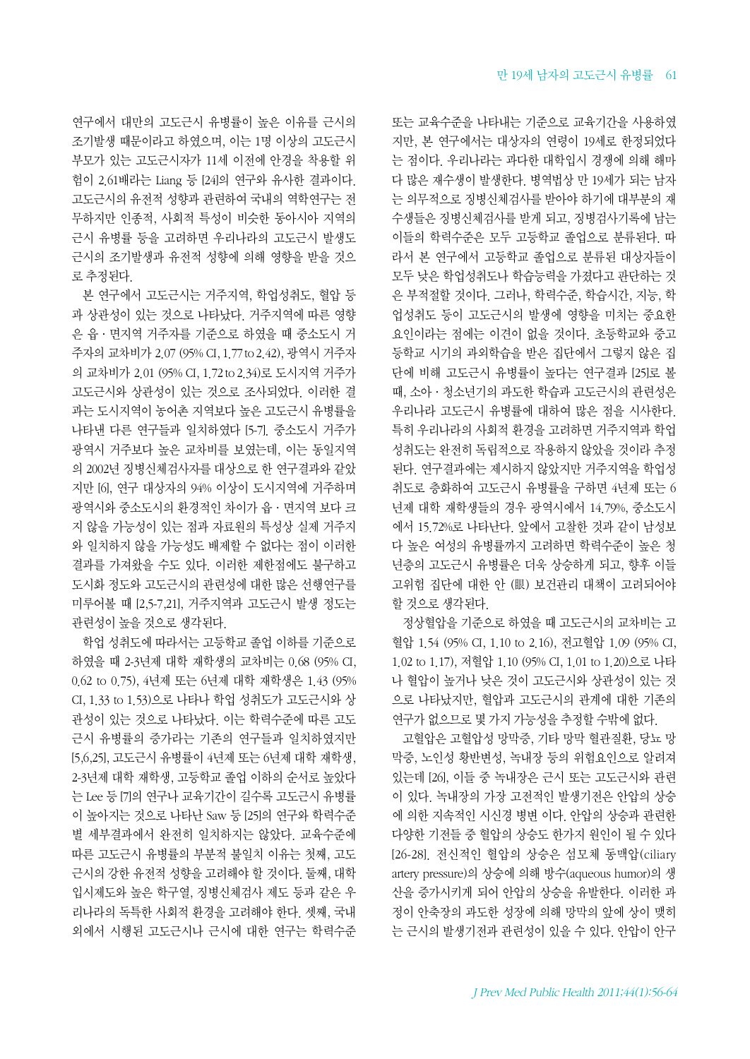연구에서 대만의 고도근시 유병률이 높은 이유를 근시의 조기발생 때문이라고 하였으며, 이는 1명 이상의 고도근시 부모가 있는 고도근시자가 11세 이전에 안경을 착용할 위험이 2.61배라는 Liang 등 [24]의 연구와 유사한 결과이다. 고도근시의 유전적 성향과 관련하여 국내의 역학연구는 전무하지만 인종적, 사회적 특성이 비슷한 동아시아 지역의 근시 유병률 등을 고려하면 우리나라의 고도근시 발생도 근시의 조기발생과 유전적 성향에 의해 영향을 받을 것으로 추정된다.

본 연구에서 고도근시는 거주지역, 학업성취도, 혈압 등과 상관성이 있는 것으로 나타났다. 거주지역에 따른 영향은 읍 · 면지역 거주자를 기준으로 하였을 때 중소도시 거주자의 교차비가 2.07 (95% CI, 1.77 to 2.42), 광역시 거주자의 교차비가 2.01 (95% CI, 1.72 to 2.34)로 도시지역 거주가 고도근시와 상관성이 있는 것으로 조사되었다. 이러한 결과는 도시지역이 농어촌 지역보다 높은 고도근시 유병률을 나타낸 다른 연구들과 일치하였다 [5-7]. 중소도시 거주가 광역시 거주보다 높은 교차비를 보였는데, 이는 동일지역의 2002년 징병신체검사자를 대상으로 한 연구결과와 같았지만 [6], 연구 대상자의 94% 이상이 도시지역에 거주하며 광역시와 중소도시의 환경적인 차이가 읍 · 면지역 보다 크지 않을 가능성이 있는 점과 자료원의 특성상 실제 거주지와 일치하지 않을 가능성도 배제할 수 없다는 점이 이러한 결과를 가져왔을 수도 있다. 이러한 제한점에도 불구하고 도시화 정도와 고도근시의 관련성에 대한 많은 선행연구를 미루어볼 때 [2,5-7,21], 거주지역과 고도근시 발생 정도는 관련성이 높을 것으로 생각된다.

학업 성취도에 따라서는 고등학교 졸업 이하를 기준으로 하였을 때 2-3년제 대학 재학생의 교차비는 0.68 (95% CI, 0.62 to 0.75), 4년제 또는 6년제 대학 재학생은 1.43 (95% CI, 1.33 to 1.53)으로 나타나 학업 성취도가 고도근시와 상관성이 있는 것으로 나타났다. 이는 학력수준에 따른 고도근시 유병률의 증가라는 기존의 연구들과 일치하였지만 [5,6,25], 고도근시 유병률이 4년제 또는 6년제 대학 재학생, 2-3년제 대학 재학생, 고등학교 졸업 이하의 순서로 높았다는 Lee 등 [7]의 연구나 교육기간이 길수록 고도근시 유병률이 높아지는 것으로 나타난 Saw 등 [25]의 연구와 학력수준별 세부결과에서 완전히 일치하지는 않았다. 교육수준에 따른 고도근시 유병률의 부분적 불일치 이유는 첫째, 고도근시의 강한 유전적 성향을 고려해야 할 것이다. 둘째, 대학입시제도와 높은 학구열, 징병신체검사 제도 등과 같은 우리나라의 독특한 사회적 환경을 고려해야 한다. 셋째, 국내외에서 시행된 고도근시나 근시에 대한 연구는 학력수준 또는 교육수준을 나타내는 기준으로 교육기간을 사용하였지만, 본 연구에서는 대상자의 연령이 19세로 한정되었다는 점이다. 우리나라는 과다한 대학입시 경쟁에 의해 해마다 많은 재수생이 발생한다. 병역법상 만 19세가 되는 남자는 의무적으로 징병신체검사를 받아야 하기에 대부분의 재수생들은 징병신체검사를 받게 되고, 징병검사기록에 남는 이들의 학력수준은 모두 고등학교 졸업으로 분류된다. 따라서 본 연구에서 고등학교 졸업으로 분류된 대상자들이 모두 낮은 학업성취도나 학습능력을 가졌다고 판단하는 것은 부적절할 것이다. 그러나, 학력수준, 학습시간, 지능, 학업성취도 등이 고도근시의 발생에 영향을 미치는 중요한 요인이라는 점에는 이견이 없을 것이다. 초등학교와 중고등학교 시기의 과외학습을 받은 집단에서 그렇지 않은 집단에 비해 고도근시 유병률이 높다는 연구결과 [25]로 볼 때, 소아 · 청소년기의 과도한 학습과 고도근시의 관련성은 우리나라 고도근시 유병률에 대하여 많은 점을 시사한다. 특히 우리나라의 사회적 환경을 고려하면 거주지역과 학업성취도는 완전히 독립적으로 작용하지 않았을 것이라 추정된다. 연구결과에는 제시하지 않았지만 거주지역을 학업성취도로 층화하여 고도근시 유병률을 구하면 4년제 또는 6년제 대학 재학생들의 경우 광역시에서 14.79%, 중소도시에서 15.72%로 나타난다. 앞에서 고찰한 것과 같이 남성보다 높은 여성의 유병률까지 고려하면 학력수준이 높은 청년층의 고도근시 유병률은 더욱 상승하게 되고, 향후 이들 고위험 집단에 대한 안 (眼) 보건관리 대책이 고려되어야 할 것으로 생각된다.

정상혈압을 기준으로 하였을 때 고도근시의 교차비는 고혈압 1.54 (95% CI, 1.10 to 2.16), 전고혈압 1.09 (95% CI, 1.02 to 1.17), 저혈압 1.10 (95% CI, 1.01 to 1.20)으로 나타나 혈압이 높거나 낮은 것이 고도근시와 상관성이 있는 것으로 나타났지만, 혈압과 고도근시의 관계에 대한 기존의 연구가 없으므로 몇 가지 가능성을 추정할 수밖에 없다.

고혈압은 고혈압성 망막증, 기타 망막 혈관질환, 당뇨 망막증, 노인성 황반변성, 녹내장 등의 위험요인으로 알려져 있는데 [26], 이들 중 녹내장은 근시 또는 고도근시와 관련이 있다. 녹내장의 가장 고전적인 발생기전은 안압의 상승에 의한 지속적인 시신경 병변 이다. 안압의 상승과 관련한 다양한 기전들 중 혈압의 상승도 한가지 원인이 될 수 있다 [26-28]. 전신적인 혈압의 상승은 섬모체 동맥압(ciliary artery pressure)의 상승에 의해 방수(aqueous humor)의 생산을 증가시키게 되어 안압의 상승을 유발한다. 이러한 과정이 안축장의 과도한 성장에 의해 망막의 앞에 상이 맺히는 근시의 발생기전과 관련성이 있을 수 있다. 안압이 안구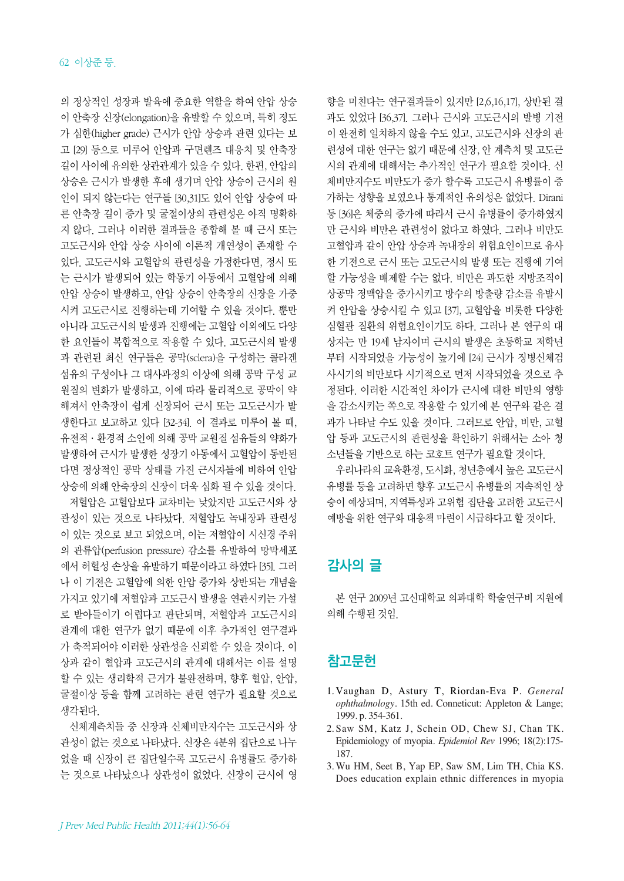의 정상적인 성장과 발육에 중요한 역할을 하여 안압 상승이 안축장 신장(elongation)을 유발할 수 있으며, 특히 정도가 심한(higher grade) 근시가 안압 상승과 관련 있다는 보고 [29] 등으로 미루어 안압과 구면렌즈 대응치 및 안축장 길이 사이에 유의한 상관관계가 있을 수 있다. 한편, 안압의 상승은 근시가 발생한 후에 생기며 안압 상승이 근시의 원인이 되지 않는다는 연구들 [30,31]도 있어 안압 상승에 따른 안축장 길이 증가 및 굴절이상의 관련성은 아직 명확하지 않다. 그러나 이러한 결과들을 종합해 볼 때 근시 또는 고도근시와 안압 상승 사이에 이론적 개연성이 존재할 수 있다. 고도근시와 고혈압의 관련성을 가정한다면, 정시 또는 근시가 발생되어 있는 학동기 아동에서 고혈압에 의해 안압 상승이 발생하고, 안압 상승이 안축장의 신장을 가중시켜 고도근시로 진행하는데 기여할 수 있을 것이다. 뿐만 아니라 고도근시의 발생과 진행에는 고혈압 이외에도 다양한 요인들이 복합적으로 작용할 수 있다. 고도근시의 발생과 관련된 최신 연구들은 공막(sclera)을 구성하는 콜라겐 섬유의 구성이나 그 대사과정의 이상에 의해 공막 구성 교원질의 변화가 발생하고, 이에 따라 물리적으로 공막이 약해져서 안축장이 쉽게 신장되어 근시 또는 고도근시가 발생한다고 보고하고 있다 [32-34]. 이 결과로 미루어 볼 때, 유전적·환경적 소인에 의해 공막 교원질 섬유들의 약화가 발생하여 근시가 발생한 성장기 아동에서 고혈압이 동반된다면 정상적인 공막 상태를 가진 근시자들에 비하여 안압 상승에 의해 안축장의 신장이 더욱 심화 될 수 있을 것이다.

저혈압은 고혈압보다 교차비는 낮았지만 고도근시와 상관성이 있는 것으로 나타났다. 저혈압도 녹내장과 관련성이 있는 것으로 보고 되었으며, 이는 저혈압이 시신경 주위의 관류압(perfusion pressure) 감소를 유발하여 망막세포에서 허혈성 손상을 유발하기 때문이라고 하였다 [35]. 그러나 이 기전은 고혈압에 의한 안압 증가와 상반되는 개념을 가지고 있기에 저혈압과 고도근시 발생을 연관시키는 가설로 받아들이기 어렵다고 판단되며, 저혈압과 고도근시의 관계에 대한 연구가 없기 때문에 이후 추가적인 연구결과가 축적되어야 이러한 상관성을 신뢰할 수 있을 것이다. 이상과 같이 혈압과 고도근시의 관계에 대해서는 이를 설명할 수 있는 생리학적 근거가 불완전하며, 향후 혈압, 안압, 굴절이상 등을 함께 고려하는 관련 연구가 필요할 것으로 생각된다.

신체계측치들 중 신장과 신체비만지수는 고도근시와 상관성이 없는 것으로 나타났다. 신장은 4분위 집단으로 나누었을 때 신장이 큰 집단일수록 고도근시 유병률도 증가하는 것으로 나타났으나 상관성이 없었다. 신장이 근시에 영향을 미친다는 연구결과들이 있지만 [2,6,16,17], 상반된 결과도 있었다 [36,37]. 그러나 근시와 고도근시의 발병 기전이 완전히 일치하지 않을 수도 있고, 고도근시와 신장의 관련성에 대한 연구는 없기 때문에 신장, 안 계측치 및 고도근시의 관계에 대해서는 추가적인 연구가 필요할 것이다. 신체비만지수도 비만도가 증가 할수록 고도근시 유병률이 증가하는 성향을 보였으나 통계적인 유의성은 없었다. Dirani 등 [36]은 체중의 증가에 따라서 근시 유병률이 증가하였지만 근시와 비만은 관련성이 없다고 하였다. 그러나 비만도 고혈압과 같이 안압 상승과 녹내장의 위험요인이므로 유사한 기전으로 근시 또는 고도근시의 발생 또는 진행에 기여할 가능성을 배제할 수는 없다. 비만은 과도한 지방조직이 상공막 정맥압을 증가시키고 방수의 방출량 감소를 유발시켜 안압을 상승시킬 수 있고 [37], 고혈압을 비롯한 다양한 심혈관 질환의 위험요인이기도 하다. 그러나 본 연구의 대상자는 만 19세 남자이며 근시의 발생은 초등학교 저학년부터 시작되었을 가능성이 높기에 [24] 근시가 징병신체검사시기의 비만보다 시기적으로 먼저 시작되었을 것으로 추정된다. 이러한 시간적인 차이가 근시에 대한 비만의 영향을 감소시키는 쪽으로 작용할 수 있기에 본 연구와 같은 결과가 나타날 수도 있을 것이다. 그러므로 안압, 비만, 고혈압 등과 고도근시의 관련성을 확인하기 위해서는 소아 청소년들을 기반으로 하는 코호트 연구가 필요할 것이다.

우리나라의 교육환경, 도시화, 청년층에서 높은 고도근시 유병률 등을 고려하면 향후 고도근시 유병률의 지속적인 상승이 예상되며, 지역특성과 고위험 집단을 고려한 고도근시 예방을 위한 연구와 대응책 마련이 시급하다고 할 것이다.

## 감사의 글

본 연구 2009년 고신대학교 의과대학 학술연구비 지원에 의해 수행된 것임.

## 참고문헌

1. Vaughan D, Astury T, Riordan-Eva P. *General ophthalmology*. 15th ed. Conneticut: Appleton & Lange; 1999. p. 354-361.
2. Saw SM, Katz J, Schein OD, Chew SJ, Chan TK. Epidemiology of myopia. *Epidemiol Rev* 1996; 18(2):175-187.
3. Wu HM, Seet B, Yap EP, Saw SM, Lim TH, Chia KS. Does education explain ethnic differences in myopia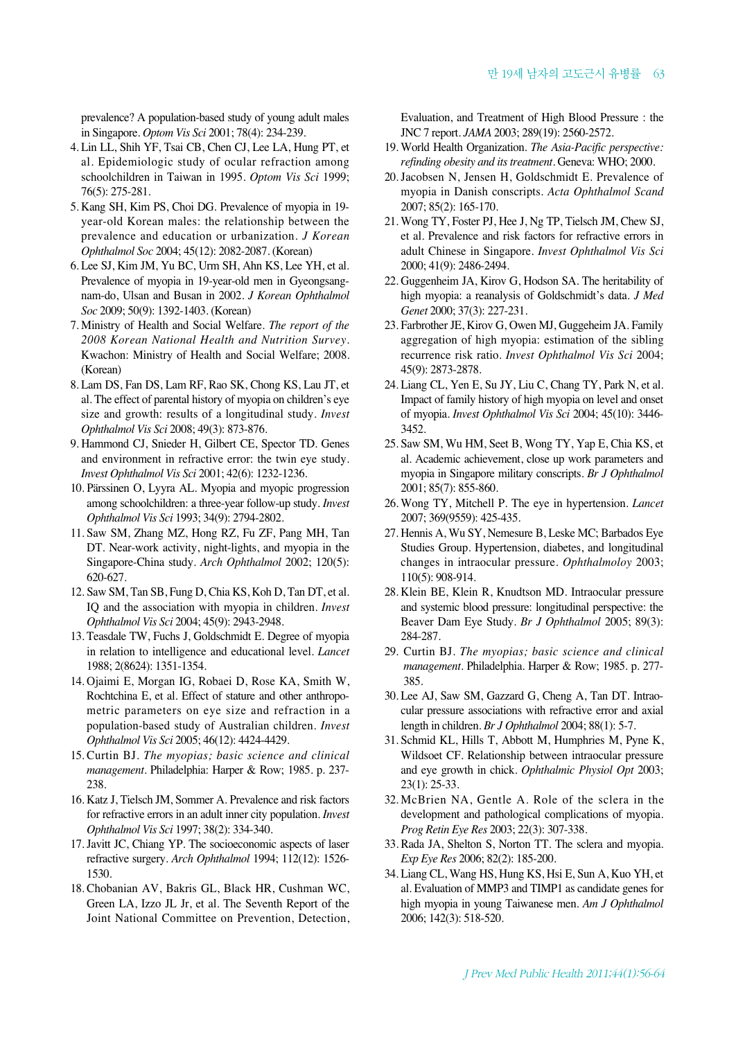prevalence? A population-based study of young adult males in Singapore. *Optom Vis Sci* 2001; 78(4): 234-239.

4. Lin LL, Shih YF, Tsai CB, Chen CJ, Lee LA, Hung PT, et al. Epidemiologic study of ocular refraction among schoolchildren in Taiwan in 1995. *Optom Vis Sci* 1999; 76(5): 275-281.
5. Kang SH, Kim PS, Choi DG. Prevalence of myopia in 19-year-old Korean males: the relationship between the prevalence and education or urbanization. *J Korean Ophthalmol Soc* 2004; 45(12): 2082-2087. (Korean)
6. Lee SJ, Kim JM, Yu BC, Urm SH, Ahn KS, Lee YH, et al. Prevalence of myopia in 19-year-old men in Gyeongsang-nam-do, Ulsan and Busan in 2002. *J Korean Ophthalmol Soc* 2009; 50(9): 1392-1403. (Korean)
7. Ministry of Health and Social Welfare. *The report of the 2008 Korean National Health and Nutrition Survey*. Kwachon: Ministry of Health and Social Welfare; 2008. (Korean)
8. Lam DS, Fan DS, Lam RF, Rao SK, Chong KS, Lau JT, et al. The effect of parental history of myopia on children's eye size and growth: results of a longitudinal study. *Invest Ophthalmol Vis Sci* 2008; 49(3): 873-876.
9. Hammond CJ, Snieder H, Gilbert CE, Spector TD. Genes and environment in refractive error: the twin eye study. *Invest Ophthalmol Vis Sci* 2001; 42(6): 1232-1236.
10. Pärssinen O, Lyyra AL. Myopia and myopic progression among schoolchildren: a three-year follow-up study. *Invest Ophthalmol Vis Sci* 1993; 34(9): 2794-2802.
11. Saw SM, Zhang MZ, Hong RZ, Fu ZF, Pang MH, Tan DT. Near-work activity, night-lights, and myopia in the Singapore-China study. *Arch Ophthalmol* 2002; 120(5): 620-627.
12. Saw SM, Tan SB, Fung D, Chia KS, Koh D, Tan DT, et al. IQ and the association with myopia in children. *Invest Ophthalmol Vis Sci* 2004; 45(9): 2943-2948.
13. Teasdale TW, Fuchs J, Goldschmidt E. Degree of myopia in relation to intelligence and educational level. *Lancet* 1988; 2(8624): 1351-1354.
14. Ojaimi E, Morgan IG, Robaei D, Rose KA, Smith W, Rochtchina E, et al. Effect of stature and other anthropometric parameters on eye size and refraction in a population-based study of Australian children. *Invest Ophthalmol Vis Sci* 2005; 46(12): 4424-4429.
15. Curtin BJ. *The myopias; basic science and clinical management*. Philadelphia: Harper & Row; 1985. p. 237-238.
16. Katz J, Tielsch JM, Sommer A. Prevalence and risk factors for refractive errors in an adult inner city population. *Invest Ophthalmol Vis Sci* 1997; 38(2): 334-340.
17. Javitt JC, Chiang YP. The socioeconomic aspects of laser refractive surgery. *Arch Ophthalmol* 1994; 112(12): 1526-1530.
18. Chobanian AV, Bakris GL, Black HR, Cushman WC, Green LA, Izzo JL Jr, et al. The Seventh Report of the Joint National Committee on Prevention, Detection, Evaluation, and Treatment of High Blood Pressure : the JNC 7 report. *JAMA* 2003; 289(19): 2560-2572.
19. World Health Organization. *The Asia-Pacific perspective: refinding obesity and its treatment*. Geneva: WHO; 2000.
20. Jacobsen N, Jensen H, Goldschmidt E. Prevalence of myopia in Danish conscripts. *Acta Ophthalmol Scand* 2007; 85(2): 165-170.
21. Wong TY, Foster PJ, Hee J, Ng TP, Tielsch JM, Chew SJ, et al. Prevalence and risk factors for refractive errors in adult Chinese in Singapore. *Invest Ophthalmol Vis Sci* 2000; 41(9): 2486-2494.
22. Guggenheim JA, Kirov G, Hodson SA. The heritability of high myopia: a reanalysis of Goldschmidt's data. *J Med Genet* 2000; 37(3): 227-231.
23. Farbrother JE, Kirov G, Owen MJ, Guggeheim JA. Family aggregation of high myopia: estimation of the sibling recurrence risk ratio. *Invest Ophthalmol Vis Sci* 2004; 45(9): 2873-2878.
24. Liang CL, Yen E, Su JY, Liu C, Chang TY, Park N, et al. Impact of family history of high myopia on level and onset of myopia. *Invest Ophthalmol Vis Sci* 2004; 45(10): 3446-3452.
25. Saw SM, Wu HM, Seet B, Wong TY, Yap E, Chia KS, et al. Academic achievement, close up work parameters and myopia in Singapore military conscripts. *Br J Ophthalmol* 2001; 85(7): 855-860.
26. Wong TY, Mitchell P. The eye in hypertension. *Lancet* 2007; 369(9559): 425-435.
27. Hennis A, Wu SY, Nemesure B, Leske MC; Barbados Eye Studies Group. Hypertension, diabetes, and longitudinal changes in intraocular pressure. *Ophthalmoloy* 2003; 110(5): 908-914.
28. Klein BE, Klein R, Knudtson MD. Intraocular pressure and systemic blood pressure: longitudinal perspective: the Beaver Dam Eye Study. *Br J Ophthalmol* 2005; 89(3): 284-287.
29. Curtin BJ. *The myopias; basic science and clinical management*. Philadelphia. Harper & Row; 1985. p. 277-385.
30. Lee AJ, Saw SM, Gazzard G, Cheng A, Tan DT. Intraocular pressure associations with refractive error and axial length in children. *Br J Ophthalmol* 2004; 88(1): 5-7.
31. Schmid KL, Hills T, Abbott M, Humphries M, Pyne K, Wildsoet CF. Relationship between intraocular pressure and eye growth in chick. *Ophthalmic Physiol Opt* 2003; 23(1): 25-33.
32. McBrien NA, Gentle A. Role of the sclera in the development and pathological complications of myopia. *Prog Retin Eye Res* 2003; 22(3): 307-338.
33. Rada JA, Shelton S, Norton TT. The sclera and myopia. *Exp Eye Res* 2006; 82(2): 185-200.
34. Liang CL, Wang HS, Hung KS, Hsi E, Sun A, Kuo YH, et al. Evaluation of MMP3 and TIMP1 as candidate genes for high myopia in young Taiwanese men. *Am J Ophthalmol* 2006; 142(3): 518-520.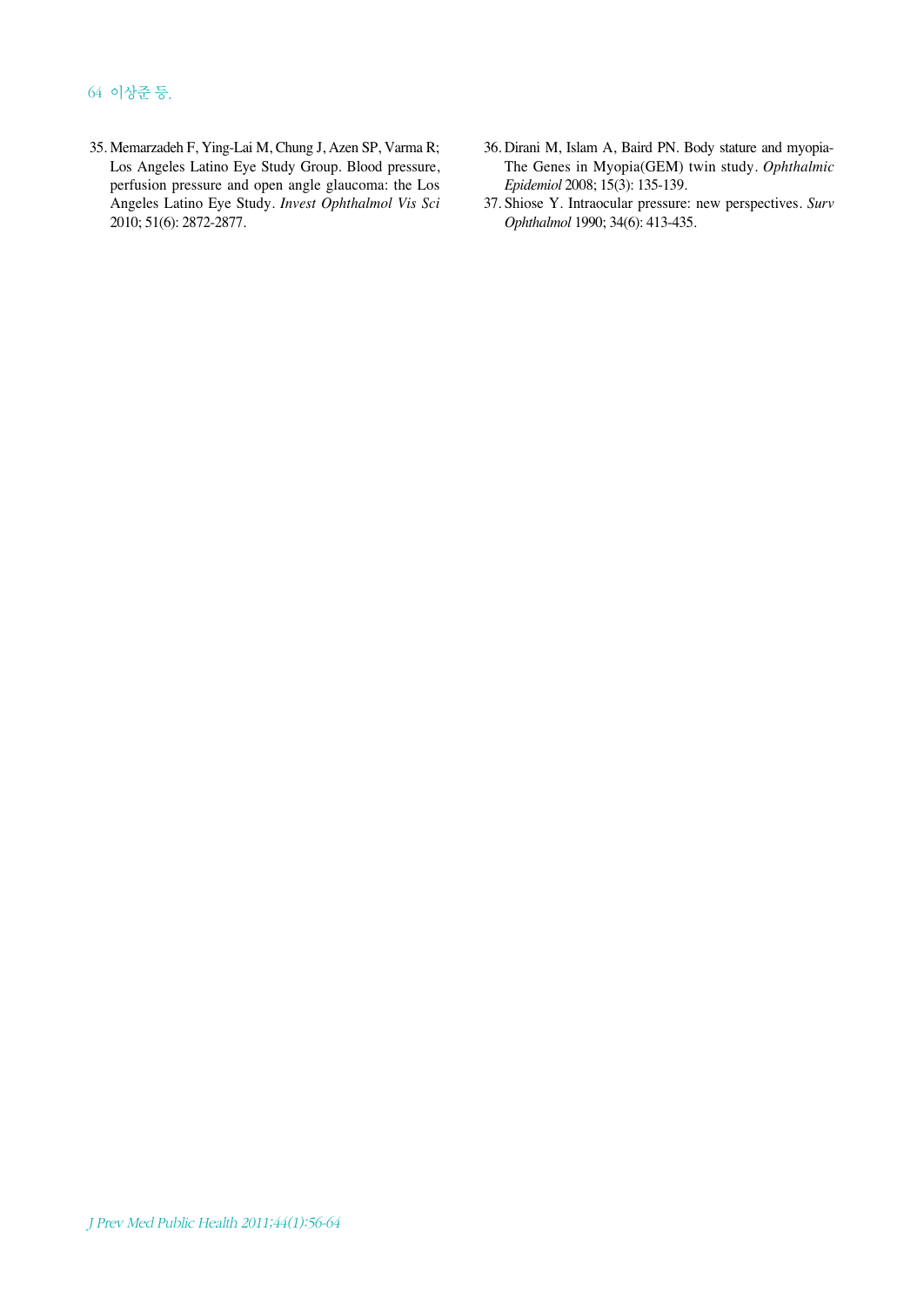35. Memarzadeh F, Ying-Lai M, Chung J, Azen SP, Varma R; Los Angeles Latino Eye Study Group. Blood pressure, perfusion pressure and open angle glaucoma: the Los Angeles Latino Eye Study. *Invest Ophthalmol Vis Sci* 2010; 51(6): 2872-2877.
36. Dirani M, Islam A, Baird PN. Body stature and myopia-The Genes in Myopia(GEM) twin study. *Ophthalmic Epidemiol* 2008; 15(3): 135-139.
37. Shiose Y. Intraocular pressure: new perspectives. *Surv Ophthalmol* 1990; 34(6): 413-435.